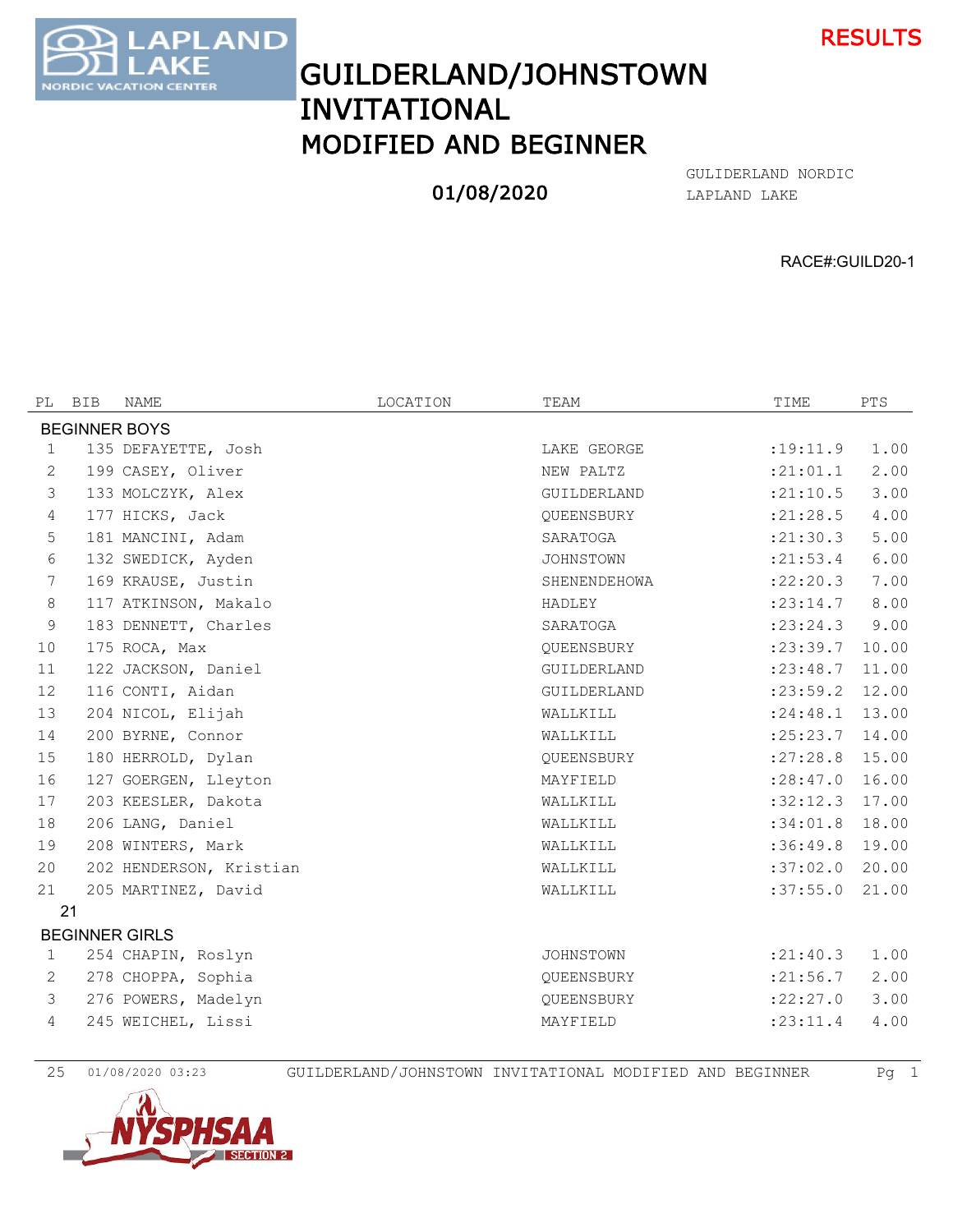RESULTS

# GUILDERLAND/JOHNSTOWN INVITATIONAL
## MODIFIED AND BEGINNER

01/08/2020

GULIDERLAND NORDIC
LAPLAND LAKE

RACE#:GUILD20-1

| PL | BIB | NAME | LOCATION | TEAM | TIME | PTS |
|---|---|---|---|---|---|---|
| **BEGINNER BOYS** | | | | | | |
| 1 | 135 | DEFAYETTE, Josh | | LAKE GEORGE | :19:11.9 | 1.00 |
| 2 | 199 | CASEY, Oliver | | NEW PALTZ | :21:01.1 | 2.00 |
| 3 | 133 | MOLCZYK, Alex | | GUILDERLAND | :21:10.5 | 3.00 |
| 4 | 177 | HICKS, Jack | | QUEENSBURY | :21:28.5 | 4.00 |
| 5 | 181 | MANCINI, Adam | | SARATOGA | :21:30.3 | 5.00 |
| 6 | 132 | SWEDICK, Ayden | | JOHNSTOWN | :21:53.4 | 6.00 |
| 7 | 169 | KRAUSE, Justin | | SHENENDEHOWA | :22:20.3 | 7.00 |
| 8 | 117 | ATKINSON, Makalo | | HADLEY | :23:14.7 | 8.00 |
| 9 | 183 | DENNETT, Charles | | SARATOGA | :23:24.3 | 9.00 |
| 10 | 175 | ROCA, Max | | QUEENSBURY | :23:39.7 | 10.00 |
| 11 | 122 | JACKSON, Daniel | | GUILDERLAND | :23:48.7 | 11.00 |
| 12 | 116 | CONTI, Aidan | | GUILDERLAND | :23:59.2 | 12.00 |
| 13 | 204 | NICOL, Elijah | | WALLKILL | :24:48.1 | 13.00 |
| 14 | 200 | BYRNE, Connor | | WALLKILL | :25:23.7 | 14.00 |
| 15 | 180 | HERROLD, Dylan | | QUEENSBURY | :27:28.8 | 15.00 |
| 16 | 127 | GOERGEN, Lleyton | | MAYFIELD | :28:47.0 | 16.00 |
| 17 | 203 | KEESLER, Dakota | | WALLKILL | :32:12.3 | 17.00 |
| 18 | 206 | LANG, Daniel | | WALLKILL | :34:01.8 | 18.00 |
| 19 | 208 | WINTERS, Mark | | WALLKILL | :36:49.8 | 19.00 |
| 20 | 202 | HENDERSON, Kristian | | WALLKILL | :37:02.0 | 20.00 |
| 21 | 205 | MARTINEZ, David | | WALLKILL | :37:55.0 | 21.00 |
| 21 | | | | | | |
| **BEGINNER GIRLS** | | | | | | |
| 1 | 254 | CHAPIN, Roslyn | | JOHNSTOWN | :21:40.3 | 1.00 |
| 2 | 278 | CHOPPA, Sophia | | QUEENSBURY | :21:56.7 | 2.00 |
| 3 | 276 | POWERS, Madelyn | | QUEENSBURY | :22:27.0 | 3.00 |
| 4 | 245 | WEICHEL, Lissi | | MAYFIELD | :23:11.4 | 4.00 |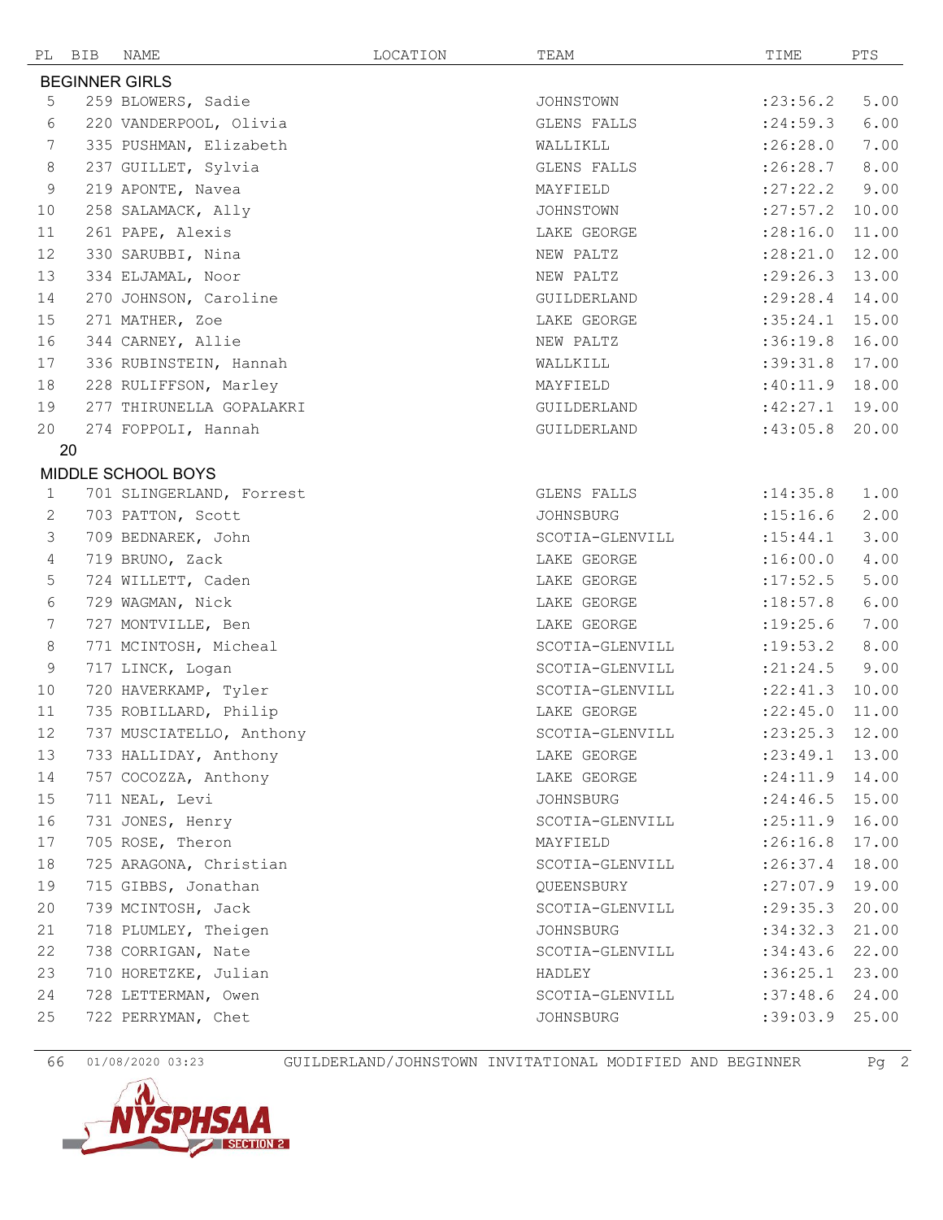| PL | BIB | NAME | LOCATION | TEAM | TIME | PTS |
|---|---|---|---|---|---|---|
| **BEGINNER GIRLS** | | | | | | |
| 5 | 259 | BLOWERS, Sadie | | JOHNSTOWN | :23:56.2 | 5.00 |
| 6 | 220 | VANDERPOOL, Olivia | | GLENS FALLS | :24:59.3 | 6.00 |
| 7 | 335 | PUSHMAN, Elizabeth | | WALLIKLL | :26:28.0 | 7.00 |
| 8 | 237 | GUILLET, Sylvia | | GLENS FALLS | :26:28.7 | 8.00 |
| 9 | 219 | APONTE, Navea | | MAYFIELD | :27:22.2 | 9.00 |
| 10 | 258 | SALAMACK, Ally | | JOHNSTOWN | :27:57.2 | 10.00 |
| 11 | 261 | PAPE, Alexis | | LAKE GEORGE | :28:16.0 | 11.00 |
| 12 | 330 | SARUBBI, Nina | | NEW PALTZ | :28:21.0 | 12.00 |
| 13 | 334 | ELJAMAL, Noor | | NEW PALTZ | :29:26.3 | 13.00 |
| 14 | 270 | JOHNSON, Caroline | | GUILDERLAND | :29:28.4 | 14.00 |
| 15 | 271 | MATHER, Zoe | | LAKE GEORGE | :35:24.1 | 15.00 |
| 16 | 344 | CARNEY, Allie | | NEW PALTZ | :36:19.8 | 16.00 |
| 17 | 336 | RUBINSTEIN, Hannah | | WALLKILL | :39:31.8 | 17.00 |
| 18 | 228 | RULIFFSON, Marley | | MAYFIELD | :40:11.9 | 18.00 |
| 19 | 277 | THIRUNELLA GOPALAKRI | | GUILDERLAND | :42:27.1 | 19.00 |
| 20 | 274 | FOPPOLI, Hannah | | GUILDERLAND | :43:05.8 | 20.00 |
| 20 | | | | | | |
| **MIDDLE SCHOOL BOYS** | | | | | | |
| 1 | 701 | SLINGERLAND, Forrest | | GLENS FALLS | :14:35.8 | 1.00 |
| 2 | 703 | PATTON, Scott | | JOHNSBURG | :15:16.6 | 2.00 |
| 3 | 709 | BEDNAREK, John | | SCOTIA-GLENVILL | :15:44.1 | 3.00 |
| 4 | 719 | BRUNO, Zack | | LAKE GEORGE | :16:00.0 | 4.00 |
| 5 | 724 | WILLETT, Caden | | LAKE GEORGE | :17:52.5 | 5.00 |
| 6 | 729 | WAGMAN, Nick | | LAKE GEORGE | :18:57.8 | 6.00 |
| 7 | 727 | MONTVILLE, Ben | | LAKE GEORGE | :19:25.6 | 7.00 |
| 8 | 771 | MCINTOSH, Micheal | | SCOTIA-GLENVILL | :19:53.2 | 8.00 |
| 9 | 717 | LINCK, Logan | | SCOTIA-GLENVILL | :21:24.5 | 9.00 |
| 10 | 720 | HAVERKAMP, Tyler | | SCOTIA-GLENVILL | :22:41.3 | 10.00 |
| 11 | 735 | ROBILLARD, Philip | | LAKE GEORGE | :22:45.0 | 11.00 |
| 12 | 737 | MUSCIATELLO, Anthony | | SCOTIA-GLENVILL | :23:25.3 | 12.00 |
| 13 | 733 | HALLIDAY, Anthony | | LAKE GEORGE | :23:49.1 | 13.00 |
| 14 | 757 | COCOZZA, Anthony | | LAKE GEORGE | :24:11.9 | 14.00 |
| 15 | 711 | NEAL, Levi | | JOHNSBURG | :24:46.5 | 15.00 |
| 16 | 731 | JONES, Henry | | SCOTIA-GLENVILL | :25:11.9 | 16.00 |
| 17 | 705 | ROSE, Theron | | MAYFIELD | :26:16.8 | 17.00 |
| 18 | 725 | ARAGONA, Christian | | SCOTIA-GLENVILL | :26:37.4 | 18.00 |
| 19 | 715 | GIBBS, Jonathan | | QUEENSBURY | :27:07.9 | 19.00 |
| 20 | 739 | MCINTOSH, Jack | | SCOTIA-GLENVILL | :29:35.3 | 20.00 |
| 21 | 718 | PLUMLEY, Theigen | | JOHNSBURG | :34:32.3 | 21.00 |
| 22 | 738 | CORRIGAN, Nate | | SCOTIA-GLENVILL | :34:43.6 | 22.00 |
| 23 | 710 | HORETZKE, Julian | | HADLEY | :36:25.1 | 23.00 |
| 24 | 728 | LETTERMAN, Owen | | SCOTIA-GLENVILL | :37:48.6 | 24.00 |
| 25 | 722 | PERRYMAN, Chet | | JOHNSBURG | :39:03.9 | 25.00 |

66 01/08/2020 03:23 GUILDERLAND/JOHNSTOWN INVITATIONAL MODIFIED AND BEGINNER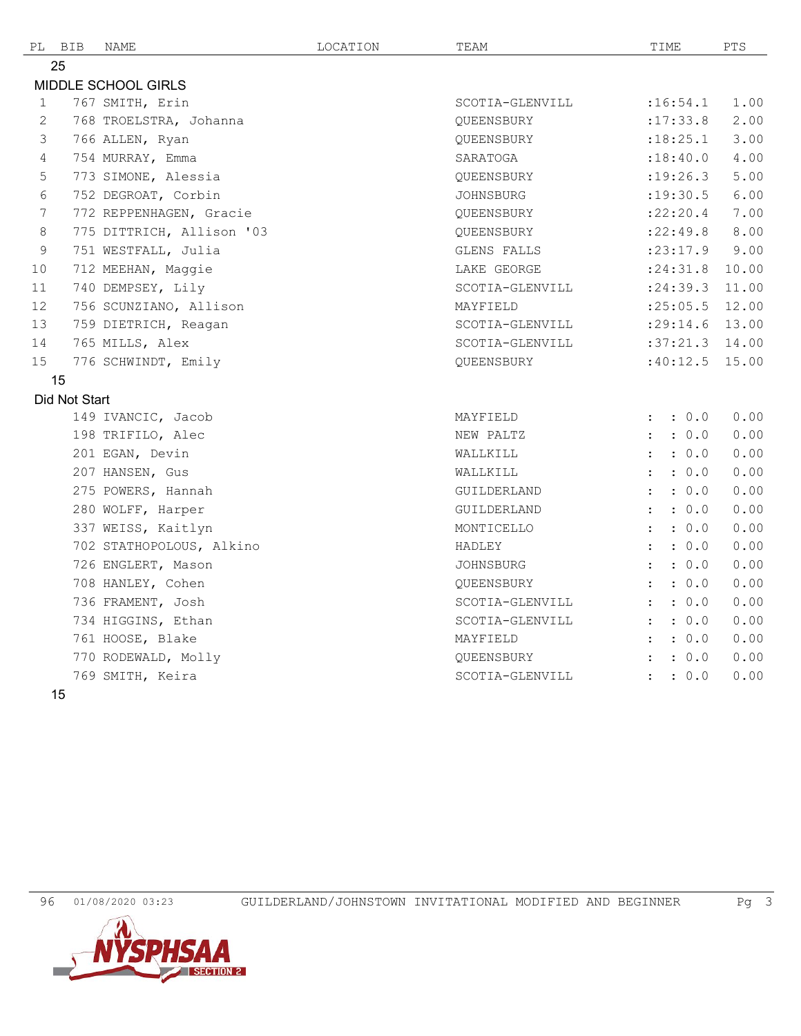| PL | BIB | NAME | LOCATION | TEAM | TIME | PTS |
|---|---|---|---|---|---|---|
| 25 | | | | | | |
| MIDDLE SCHOOL GIRLS | | | | | | |
| 1 | 767 | SMITH, Erin | | SCOTIA-GLENVILL | :16:54.1 | 1.00 |
| 2 | 768 | TROELSTRA, Johanna | | QUEENSBURY | :17:33.8 | 2.00 |
| 3 | 766 | ALLEN, Ryan | | QUEENSBURY | :18:25.1 | 3.00 |
| 4 | 754 | MURRAY, Emma | | SARATOGA | :18:40.0 | 4.00 |
| 5 | 773 | SIMONE, Alessia | | QUEENSBURY | :19:26.3 | 5.00 |
| 6 | 752 | DEGROAT, Corbin | | JOHNSBURG | :19:30.5 | 6.00 |
| 7 | 772 | REPPENHAGEN, Gracie | | QUEENSBURY | :22:20.4 | 7.00 |
| 8 | 775 | DITTRICH, Allison '03 | | QUEENSBURY | :22:49.8 | 8.00 |
| 9 | 751 | WESTFALL, Julia | | GLENS FALLS | :23:17.9 | 9.00 |
| 10 | 712 | MEEHAN, Maggie | | LAKE GEORGE | :24:31.8 | 10.00 |
| 11 | 740 | DEMPSEY, Lily | | SCOTIA-GLENVILL | :24:39.3 | 11.00 |
| 12 | 756 | SCUNZIANO, Allison | | MAYFIELD | :25:05.5 | 12.00 |
| 13 | 759 | DIETRICH, Reagan | | SCOTIA-GLENVILL | :29:14.6 | 13.00 |
| 14 | 765 | MILLS, Alex | | SCOTIA-GLENVILL | :37:21.3 | 14.00 |
| 15 | 776 | SCHWINDT, Emily | | QUEENSBURY | :40:12.5 | 15.00 |
| 15 | | | | | | |
| Did Not Start | | | | | | |
| | 149 | IVANCIC, Jacob | | MAYFIELD | : : 0.0 | 0.00 |
| | 198 | TRIFILO, Alec | | NEW PALTZ | : : 0.0 | 0.00 |
| | 201 | EGAN, Devin | | WALLKILL | : : 0.0 | 0.00 |
| | 207 | HANSEN, Gus | | WALLKILL | : : 0.0 | 0.00 |
| | 275 | POWERS, Hannah | | GUILDERLAND | : : 0.0 | 0.00 |
| | 280 | WOLFF, Harper | | GUILDERLAND | : : 0.0 | 0.00 |
| | 337 | WEISS, Kaitlyn | | MONTICELLO | : : 0.0 | 0.00 |
| | 702 | STATHOPOLOUS, Alkino | | HADLEY | : : 0.0 | 0.00 |
| | 726 | ENGLERT, Mason | | JOHNSBURG | : : 0.0 | 0.00 |
| | 708 | HANLEY, Cohen | | QUEENSBURY | : : 0.0 | 0.00 |
| | 736 | FRAMENT, Josh | | SCOTIA-GLENVILL | : : 0.0 | 0.00 |
| | 734 | HIGGINS, Ethan | | SCOTIA-GLENVILL | : : 0.0 | 0.00 |
| | 761 | HOOSE, Blake | | MAYFIELD | : : 0.0 | 0.00 |
| | 770 | RODEWALD, Molly | | QUEENSBURY | : : 0.0 | 0.00 |
| | 769 | SMITH, Keira | | SCOTIA-GLENVILL | : : 0.0 | 0.00 |
| 15 | | | | | | |